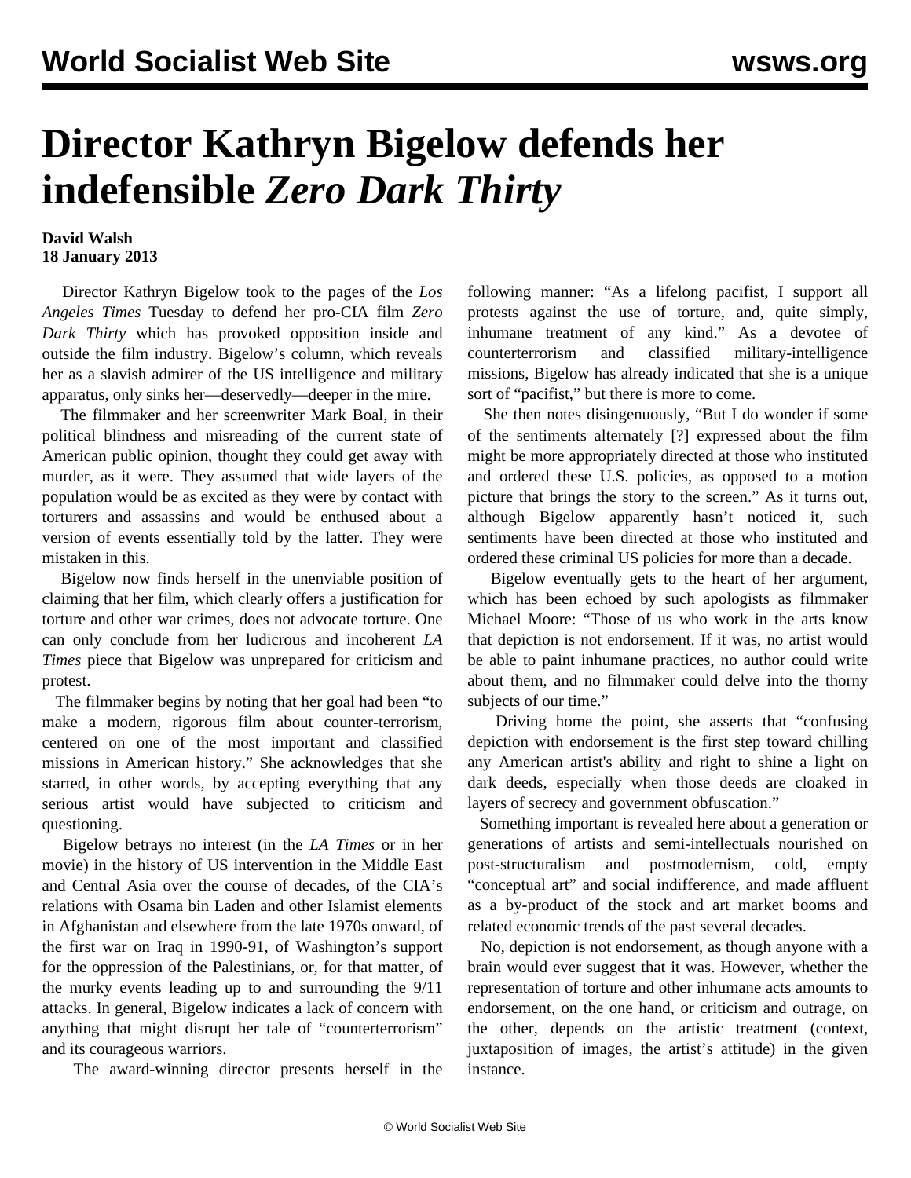# Director Kathryn Bigelow defends her indefensible *Zero Dark Thirty*

**David Walsh**
**18 January 2013**

Director Kathryn Bigelow took to the pages of the *Los Angeles Times* Tuesday to defend her pro-CIA film *Zero Dark Thirty* which has provoked opposition inside and outside the film industry. Bigelow's column, which reveals her as a slavish admirer of the US intelligence and military apparatus, only sinks her—deservedly—deeper in the mire.

The filmmaker and her screenwriter Mark Boal, in their political blindness and misreading of the current state of American public opinion, thought they could get away with murder, as it were. They assumed that wide layers of the population would be as excited as they were by contact with torturers and assassins and would be enthused about a version of events essentially told by the latter. They were mistaken in this.

Bigelow now finds herself in the unenviable position of claiming that her film, which clearly offers a justification for torture and other war crimes, does not advocate torture. One can only conclude from her ludicrous and incoherent *LA Times* piece that Bigelow was unprepared for criticism and protest.

The filmmaker begins by noting that her goal had been "to make a modern, rigorous film about counter-terrorism, centered on one of the most important and classified missions in American history." She acknowledges that she started, in other words, by accepting everything that any serious artist would have subjected to criticism and questioning.

Bigelow betrays no interest (in the *LA Times* or in her movie) in the history of US intervention in the Middle East and Central Asia over the course of decades, of the CIA's relations with Osama bin Laden and other Islamist elements in Afghanistan and elsewhere from the late 1970s onward, of the first war on Iraq in 1990-91, of Washington's support for the oppression of the Palestinians, or, for that matter, of the murky events leading up to and surrounding the 9/11 attacks. In general, Bigelow indicates a lack of concern with anything that might disrupt her tale of "counterterrorism" and its courageous warriors.

The award-winning director presents herself in the following manner: "As a lifelong pacifist, I support all protests against the use of torture, and, quite simply, inhumane treatment of any kind." As a devotee of counterterrorism and classified military-intelligence missions, Bigelow has already indicated that she is a unique sort of "pacifist," but there is more to come.

She then notes disingenuously, "But I do wonder if some of the sentiments alternately [?] expressed about the film might be more appropriately directed at those who instituted and ordered these U.S. policies, as opposed to a motion picture that brings the story to the screen." As it turns out, although Bigelow apparently hasn't noticed it, such sentiments have been directed at those who instituted and ordered these criminal US policies for more than a decade.

Bigelow eventually gets to the heart of her argument, which has been echoed by such apologists as filmmaker Michael Moore: "Those of us who work in the arts know that depiction is not endorsement. If it was, no artist would be able to paint inhumane practices, no author could write about them, and no filmmaker could delve into the thorny subjects of our time."

Driving home the point, she asserts that "confusing depiction with endorsement is the first step toward chilling any American artist's ability and right to shine a light on dark deeds, especially when those deeds are cloaked in layers of secrecy and government obfuscation."

Something important is revealed here about a generation or generations of artists and semi-intellectuals nourished on post-structuralism and postmodernism, cold, empty "conceptual art" and social indifference, and made affluent as a by-product of the stock and art market booms and related economic trends of the past several decades.

No, depiction is not endorsement, as though anyone with a brain would ever suggest that it was. However, whether the representation of torture and other inhumane acts amounts to endorsement, on the one hand, or criticism and outrage, on the other, depends on the artistic treatment (context, juxtaposition of images, the artist's attitude) in the given instance.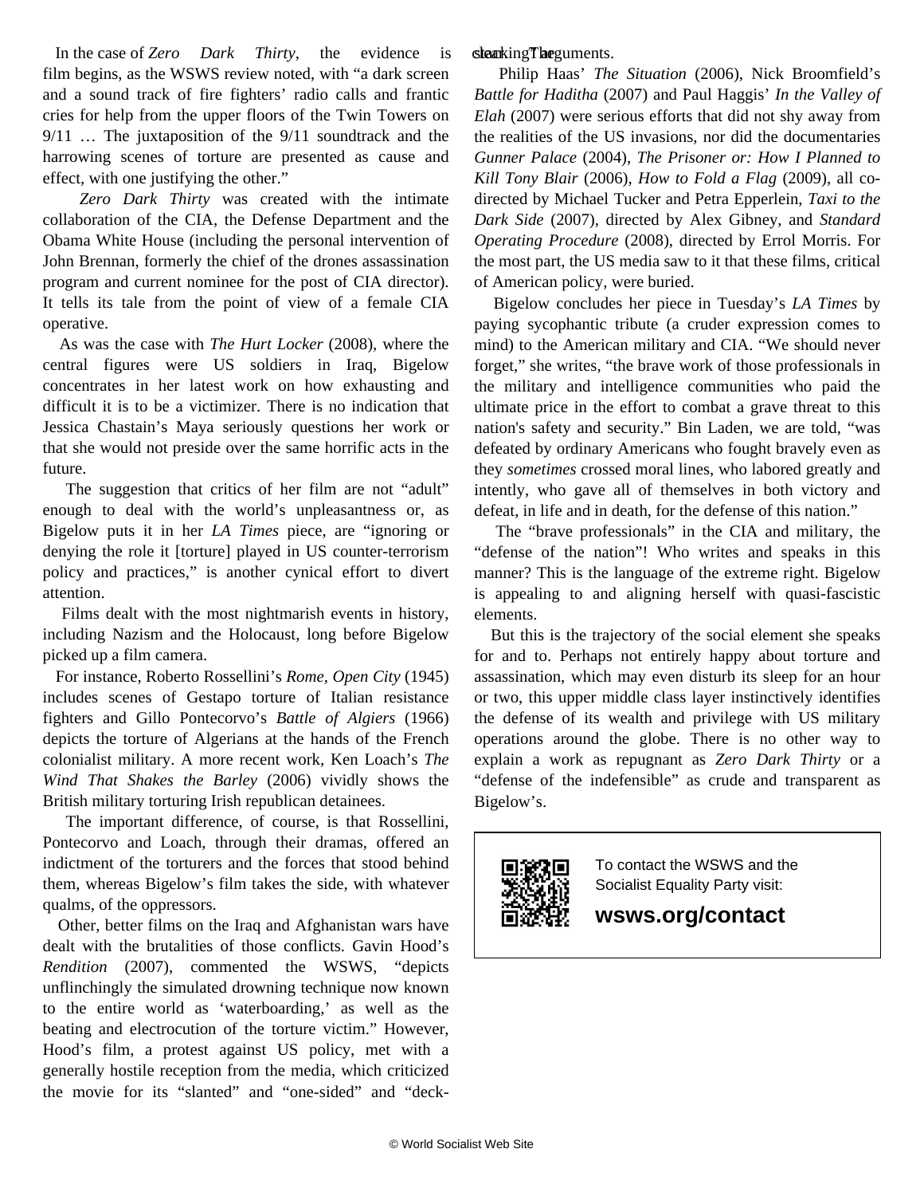In the case of *Zero Dark Thirty*, the evidence is clear. The film begins, as the WSWS review noted, with "a dark screen and a sound track of fire fighters' radio calls and frantic cries for help from the upper floors of the Twin Towers on 9/11 … The juxtaposition of the 9/11 soundtrack and the harrowing scenes of torture are presented as cause and effect, with one justifying the other."

*Zero Dark Thirty* was created with the intimate collaboration of the CIA, the Defense Department and the Obama White House (including the personal intervention of John Brennan, formerly the chief of the drones assassination program and current nominee for the post of CIA director). It tells its tale from the point of view of a female CIA operative.

As was the case with *The Hurt Locker* (2008), where the central figures were US soldiers in Iraq, Bigelow concentrates in her latest work on how exhausting and difficult it is to be a victimizer. There is no indication that Jessica Chastain's Maya seriously questions her work or that she would not preside over the same horrific acts in the future.

The suggestion that critics of her film are not "adult" enough to deal with the world's unpleasantness or, as Bigelow puts it in her *LA Times* piece, are "ignoring or denying the role it [torture] played in US counter-terrorism policy and practices," is another cynical effort to divert attention.

Films dealt with the most nightmarish events in history, including Nazism and the Holocaust, long before Bigelow picked up a film camera.

For instance, Roberto Rossellini's *Rome, Open City* (1945) includes scenes of Gestapo torture of Italian resistance fighters and Gillo Pontecorvo's *Battle of Algiers* (1966) depicts the torture of Algerians at the hands of the French colonialist military. A more recent work, Ken Loach's *The Wind That Shakes the Barley* (2006) vividly shows the British military torturing Irish republican detainees.

The important difference, of course, is that Rossellini, Pontecorvo and Loach, through their dramas, offered an indictment of the torturers and the forces that stood behind them, whereas Bigelow's film takes the side, with whatever qualms, of the oppressors.

Other, better films on the Iraq and Afghanistan wars have dealt with the brutalities of those conflicts. Gavin Hood's *Rendition* (2007), commented the WSWS, "depicts unflinchingly the simulated drowning technique now known to the entire world as 'waterboarding,' as well as the beating and electrocution of the torture victim." However, Hood's film, a protest against US policy, met with a generally hostile reception from the media, which criticized the movie for its "slanted" and "one-sided" and "deck-stacking" arguments.

Philip Haas' *The Situation* (2006), Nick Broomfield's *Battle for Haditha* (2007) and Paul Haggis' *In the Valley of Elah* (2007) were serious efforts that did not shy away from the realities of the US invasions, nor did the documentaries *Gunner Palace* (2004), *The Prisoner or: How I Planned to Kill Tony Blair* (2006), *How to Fold a Flag* (2009), all co-directed by Michael Tucker and Petra Epperlein, *Taxi to the Dark Side* (2007), directed by Alex Gibney, and *Standard Operating Procedure* (2008), directed by Errol Morris. For the most part, the US media saw to it that these films, critical of American policy, were buried.

Bigelow concludes her piece in Tuesday's *LA Times* by paying sycophantic tribute (a cruder expression comes to mind) to the American military and CIA. "We should never forget," she writes, "the brave work of those professionals in the military and intelligence communities who paid the ultimate price in the effort to combat a grave threat to this nation's safety and security." Bin Laden, we are told, "was defeated by ordinary Americans who fought bravely even as they *sometimes* crossed moral lines, who labored greatly and intently, who gave all of themselves in both victory and defeat, in life and in death, for the defense of this nation."

The "brave professionals" in the CIA and military, the "defense of the nation"! Who writes and speaks in this manner? This is the language of the extreme right. Bigelow is appealing to and aligning herself with quasi-fascistic elements.

But this is the trajectory of the social element she speaks for and to. Perhaps not entirely happy about torture and assassination, which may even disturb its sleep for an hour or two, this upper middle class layer instinctively identifies the defense of its wealth and privilege with US military operations around the globe. There is no other way to explain a work as repugnant as *Zero Dark Thirty* or a "defense of the indefensible" as crude and transparent as Bigelow's.

To contact the WSWS and the Socialist Equality Party visit:

**wsws.org/contact**